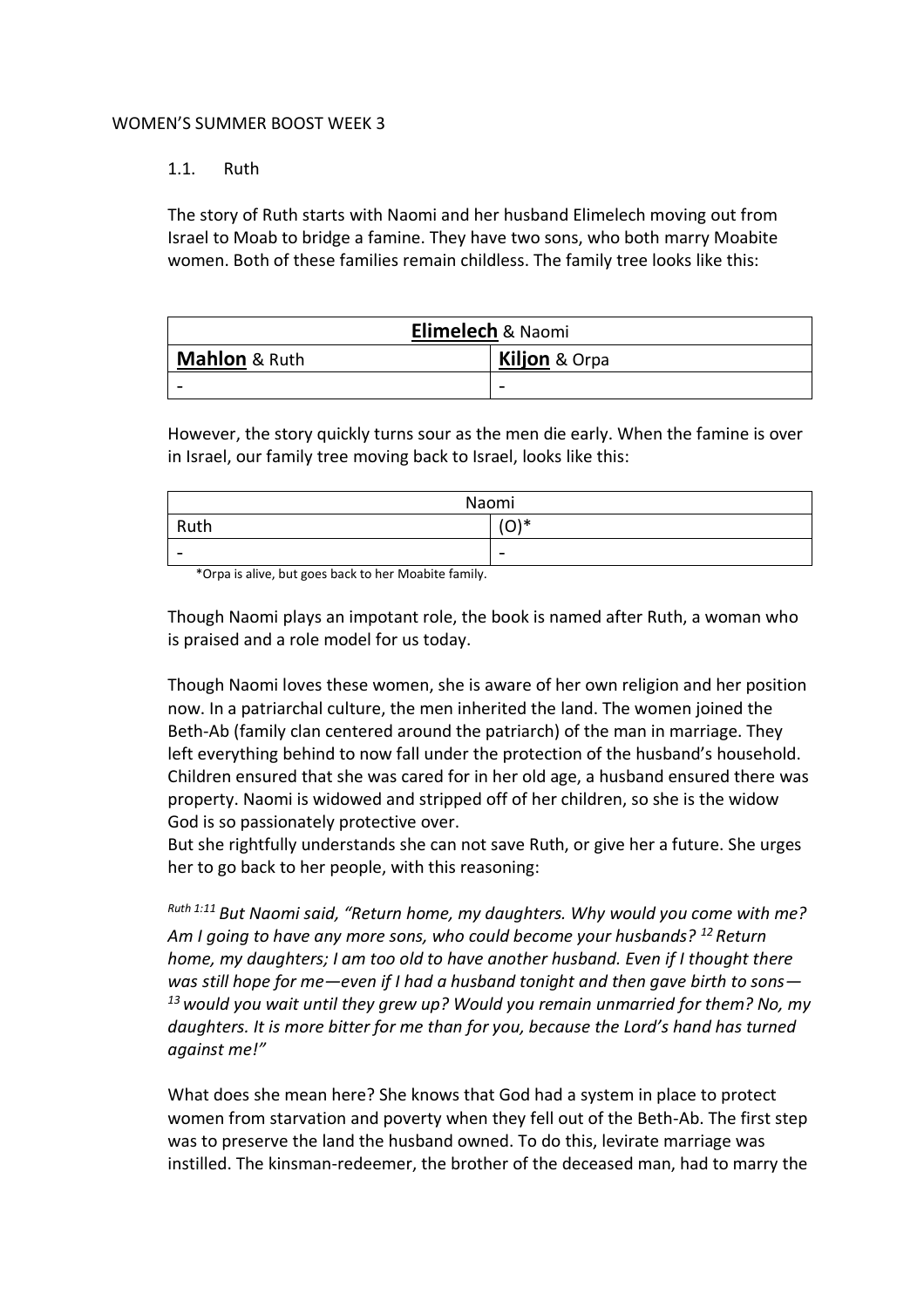WOMEN'S SUMMER BOOST WEEK 3

## 1.1. Ruth

The story of Ruth starts with Naomi and her husband Elimelech moving out from Israel to Moab to bridge a famine. They have two sons, who both marry Moabite women. Both of these families remain childless. The family tree looks like this:

| **<u>Elimelech</u>** & Naomi | |
|---|---|
| **<u>Mahlon</u>** & Ruth | **<u>Kiljon</u>** & Orpa |
| - | - |

However, the story quickly turns sour as the men die early. When the famine is over in Israel, our family tree moving back to Israel, looks like this:

| Naomi | |
|---|---|
| Ruth | (O)* |
| - | - |

*Orpa is alive, but goes back to her Moabite family.

Though Naomi plays an impotant role, the book is named after Ruth, a woman who is praised and a role model for us today.

Though Naomi loves these women, she is aware of her own religion and her position now. In a patriarchal culture, the men inherited the land. The women joined the Beth-Ab (family clan centered around the patriarch) of the man in marriage. They left everything behind to now fall under the protection of the husband's household. Children ensured that she was cared for in her old age, a husband ensured there was property. Naomi is widowed and stripped off of her children, so she is the widow God is so passionately protective over.
But she rightfully understands she can not save Ruth, or give her a future. She urges her to go back to her people, with this reasoning:

*Ruth 1:11 But Naomi said, "Return home, my daughters. Why would you come with me? Am I going to have any more sons, who could become your husbands? 12 Return home, my daughters; I am too old to have another husband. Even if I thought there was still hope for me—even if I had a husband tonight and then gave birth to sons— 13 would you wait until they grew up? Would you remain unmarried for them? No, my daughters. It is more bitter for me than for you, because the Lord's hand has turned against me!"*

What does she mean here? She knows that God had a system in place to protect women from starvation and poverty when they fell out of the Beth-Ab. The first step was to preserve the land the husband owned. To do this, levirate marriage was instilled. The kinsman-redeemer, the brother of the deceased man, had to marry the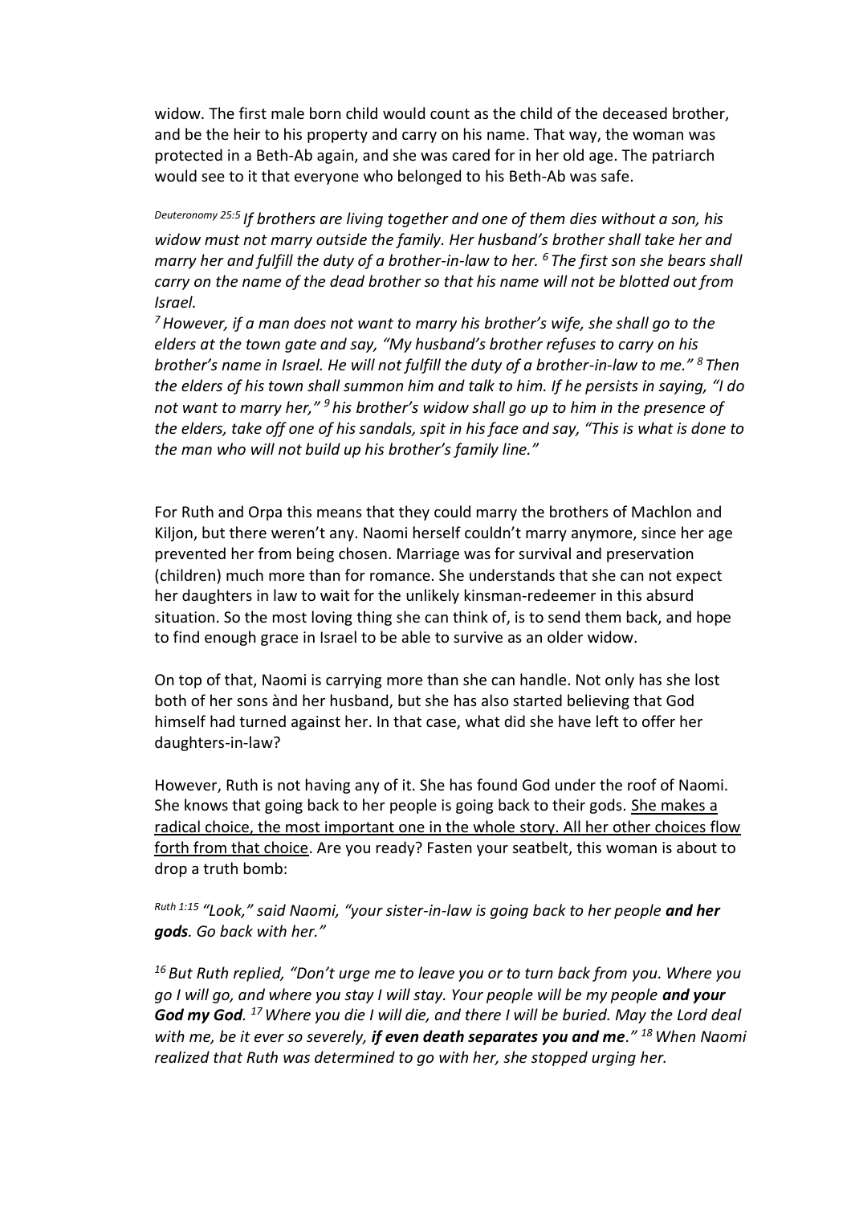widow. The first male born child would count as the child of the deceased brother, and be the heir to his property and carry on his name. That way, the woman was protected in a Beth-Ab again, and she was cared for in her old age. The patriarch would see to it that everyone who belonged to his Beth-Ab was safe.

*Deuteronomy 25:5 If brothers are living together and one of them dies without a son, his widow must not marry outside the family. Her husband's brother shall take her and marry her and fulfill the duty of a brother-in-law to her. 6 The first son she bears shall carry on the name of the dead brother so that his name will not be blotted out from Israel.*
*7 However, if a man does not want to marry his brother's wife, she shall go to the elders at the town gate and say, "My husband's brother refuses to carry on his brother's name in Israel. He will not fulfill the duty of a brother-in-law to me." 8 Then the elders of his town shall summon him and talk to him. If he persists in saying, "I do not want to marry her," 9 his brother's widow shall go up to him in the presence of the elders, take off one of his sandals, spit in his face and say, "This is what is done to the man who will not build up his brother's family line."*

For Ruth and Orpa this means that they could marry the brothers of Machlon and Kiljon, but there weren't any. Naomi herself couldn't marry anymore, since her age prevented her from being chosen. Marriage was for survival and preservation (children) much more than for romance. She understands that she can not expect her daughters in law to wait for the unlikely kinsman-redeemer in this absurd situation. So the most loving thing she can think of, is to send them back, and hope to find enough grace in Israel to be able to survive as an older widow.

On top of that, Naomi is carrying more than she can handle. Not only has she lost both of her sons ànd her husband, but she has also started believing that God himself had turned against her. In that case, what did she have left to offer her daughters-in-law?

However, Ruth is not having any of it. She has found God under the roof of Naomi. She knows that going back to her people is going back to their gods. She makes a radical choice, the most important one in the whole story. All her other choices flow forth from that choice. Are you ready? Fasten your seatbelt, this woman is about to drop a truth bomb:

*Ruth 1:15 "Look," said Naomi, "your sister-in-law is going back to her people **and her gods**. Go back with her."*

*16 But Ruth replied, "Don't urge me to leave you or to turn back from you. Where you go I will go, and where you stay I will stay. Your people will be my people **and your God my God**. 17 Where you die I will die, and there I will be buried. May the Lord deal with me, be it ever so severely, **if even death separates you and me**." 18 When Naomi realized that Ruth was determined to go with her, she stopped urging her.*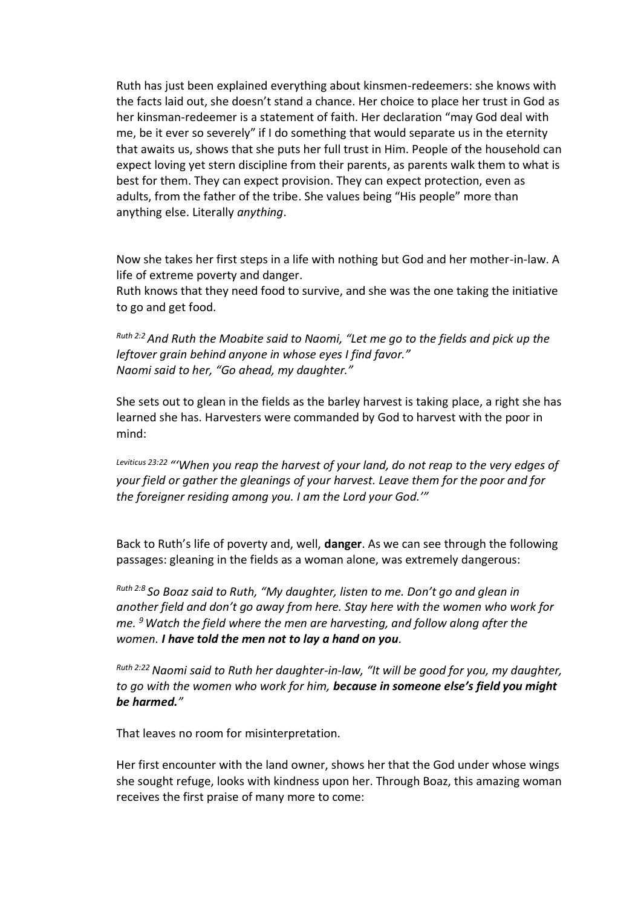Ruth has just been explained everything about kinsmen-redeemers: she knows with the facts laid out, she doesn't stand a chance. Her choice to place her trust in God as her kinsman-redeemer is a statement of faith. Her declaration "may God deal with me, be it ever so severely" if I do something that would separate us in the eternity that awaits us, shows that she puts her full trust in Him. People of the household can expect loving yet stern discipline from their parents, as parents walk them to what is best for them. They can expect provision. They can expect protection, even as adults, from the father of the tribe. She values being "His people" more than anything else. Literally *anything*.

Now she takes her first steps in a life with nothing but God and her mother-in-law. A life of extreme poverty and danger.
Ruth knows that they need food to survive, and she was the one taking the initiative to go and get food.

*Ruth 2:2 And Ruth the Moabite said to Naomi, "Let me go to the fields and pick up the leftover grain behind anyone in whose eyes I find favor."
Naomi said to her, "Go ahead, my daughter."*

She sets out to glean in the fields as the barley harvest is taking place, a right she has learned she has. Harvesters were commanded by God to harvest with the poor in mind:

*Leviticus 23:22 "'When you reap the harvest of your land, do not reap to the very edges of your field or gather the gleanings of your harvest. Leave them for the poor and for the foreigner residing among you. I am the Lord your God.'"*

Back to Ruth's life of poverty and, well, **danger**. As we can see through the following passages: gleaning in the fields as a woman alone, was extremely dangerous:

*Ruth 2:8 So Boaz said to Ruth, "My daughter, listen to me. Don't go and glean in another field and don't go away from here. Stay here with the women who work for me. 9 Watch the field where the men are harvesting, and follow along after the women.* ***I have told the men not to lay a hand on you****.*

*Ruth 2:22 Naomi said to Ruth her daughter-in-law, "It will be good for you, my daughter, to go with the women who work for him,* ***because in someone else's field you might be harmed.****"*

That leaves no room for misinterpretation.

Her first encounter with the land owner, shows her that the God under whose wings she sought refuge, looks with kindness upon her. Through Boaz, this amazing woman receives the first praise of many more to come: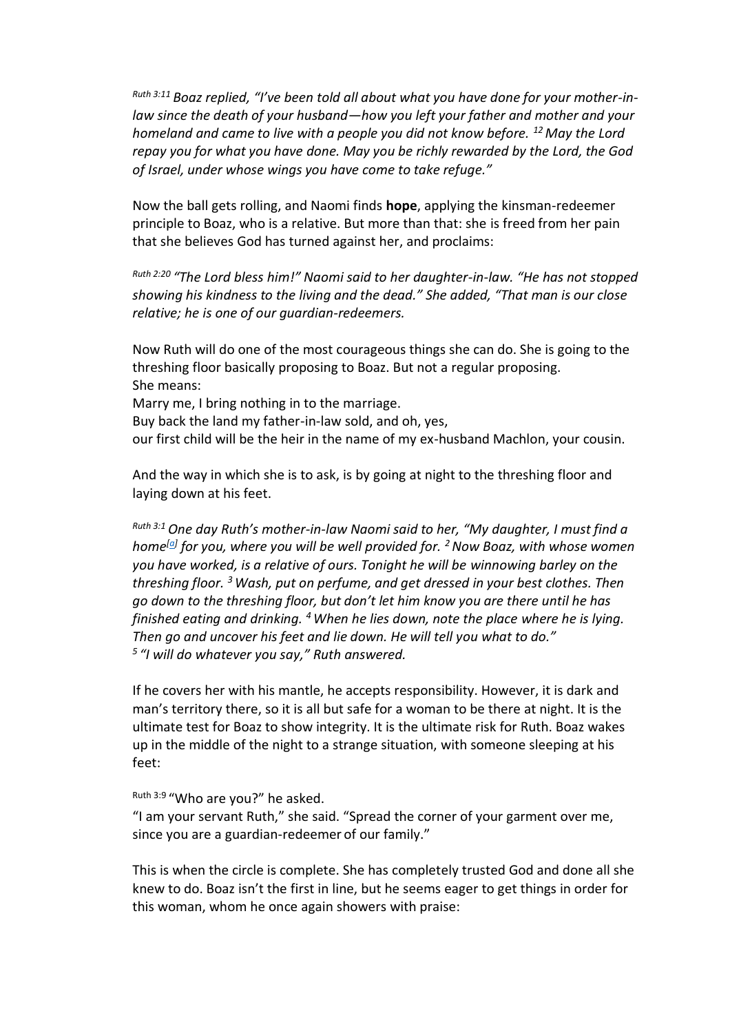*Ruth 3:11 Boaz replied, "I've been told all about what you have done for your mother-in-law since the death of your husband—how you left your father and mother and your homeland and came to live with a people you did not know before. 12 May the Lord repay you for what you have done. May you be richly rewarded by the Lord, the God of Israel, under whose wings you have come to take refuge."*

Now the ball gets rolling, and Naomi finds **hope**, applying the kinsman-redeemer principle to Boaz, who is a relative. But more than that: she is freed from her pain that she believes God has turned against her, and proclaims:

*Ruth 2:20 "The Lord bless him!" Naomi said to her daughter-in-law. "He has not stopped showing his kindness to the living and the dead." She added, "That man is our close relative; he is one of our guardian-redeemers.*

Now Ruth will do one of the most courageous things she can do. She is going to the threshing floor basically proposing to Boaz. But not a regular proposing.
She means:
Marry me, I bring nothing in to the marriage.
Buy back the land my father-in-law sold, and oh, yes,
our first child will be the heir in the name of my ex-husband Machlon, your cousin.

And the way in which she is to ask, is by going at night to the threshing floor and laying down at his feet.

*Ruth 3:1 One day Ruth's mother-in-law Naomi said to her, "My daughter, I must find a home[a] for you, where you will be well provided for. 2 Now Boaz, with whose women you have worked, is a relative of ours. Tonight he will be winnowing barley on the threshing floor. 3 Wash, put on perfume, and get dressed in your best clothes. Then go down to the threshing floor, but don't let him know you are there until he has finished eating and drinking. 4 When he lies down, note the place where he is lying. Then go and uncover his feet and lie down. He will tell you what to do."*
*5 "I will do whatever you say," Ruth answered.*

If he covers her with his mantle, he accepts responsibility. However, it is dark and man's territory there, so it is all but safe for a woman to be there at night. It is the ultimate test for Boaz to show integrity. It is the ultimate risk for Ruth. Boaz wakes up in the middle of the night to a strange situation, with someone sleeping at his feet:

Ruth 3:9 "Who are you?" he asked.
"I am your servant Ruth," she said. "Spread the corner of your garment over me, since you are a guardian-redeemer of our family."

This is when the circle is complete. She has completely trusted God and done all she knew to do. Boaz isn't the first in line, but he seems eager to get things in order for this woman, whom he once again showers with praise: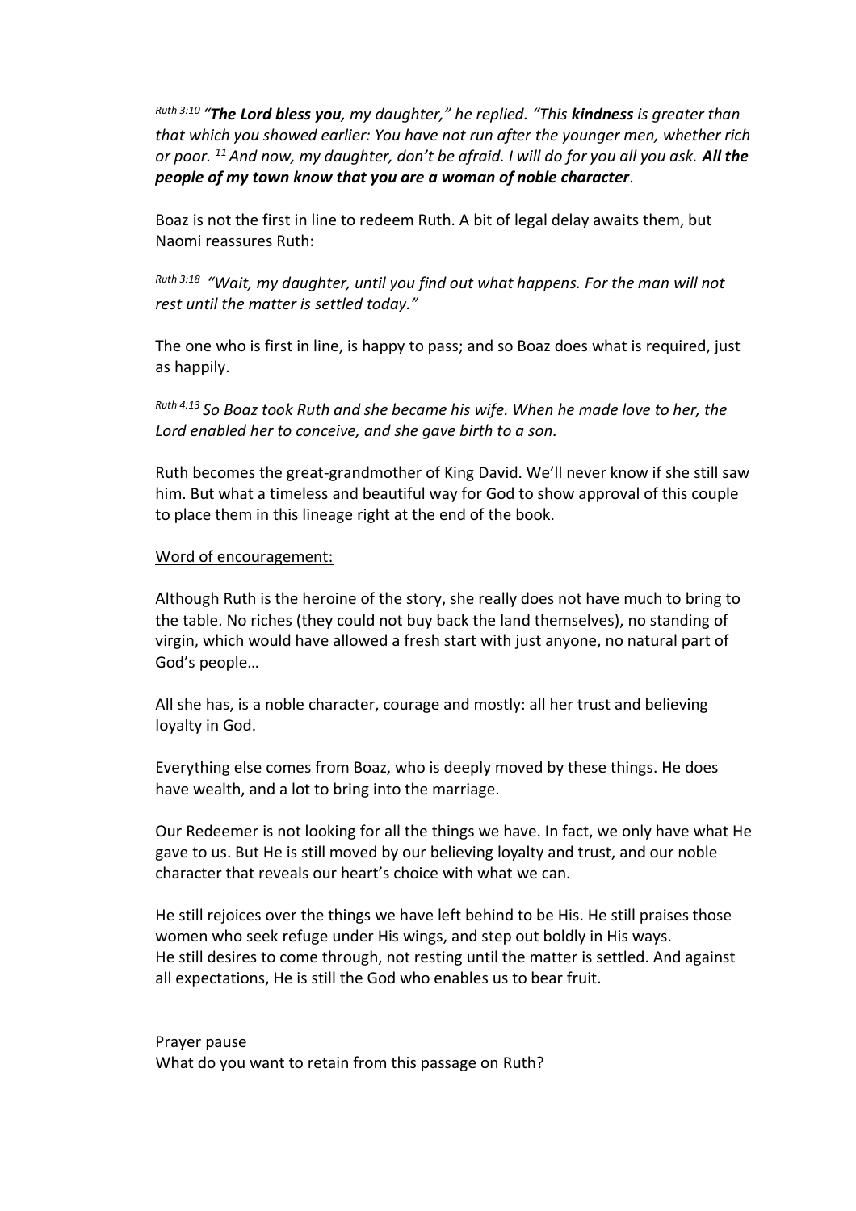*Ruth 3:10 "**The Lord bless you**, my daughter," he replied. "This **kindness** is greater than that which you showed earlier: You have not run after the younger men, whether rich or poor. 11 And now, my daughter, don't be afraid. I will do for you all you ask. **All the people of my town know that you are a woman of noble character**.*

Boaz is not the first in line to redeem Ruth. A bit of legal delay awaits them, but Naomi reassures Ruth:

*Ruth 3:18 "Wait, my daughter, until you find out what happens. For the man will not rest until the matter is settled today."*

The one who is first in line, is happy to pass; and so Boaz does what is required, just as happily.

*Ruth 4:13 So Boaz took Ruth and she became his wife. When he made love to her, the Lord enabled her to conceive, and she gave birth to a son.*

Ruth becomes the great-grandmother of King David. We'll never know if she still saw him. But what a timeless and beautiful way for God to show approval of this couple to place them in this lineage right at the end of the book.

<u>Word of encouragement:</u>

Although Ruth is the heroine of the story, she really does not have much to bring to the table. No riches (they could not buy back the land themselves), no standing of virgin, which would have allowed a fresh start with just anyone, no natural part of God's people…

All she has, is a noble character, courage and mostly: all her trust and believing loyalty in God.

Everything else comes from Boaz, who is deeply moved by these things. He does have wealth, and a lot to bring into the marriage.

Our Redeemer is not looking for all the things we have. In fact, we only have what He gave to us. But He is still moved by our believing loyalty and trust, and our noble character that reveals our heart's choice with what we can.

He still rejoices over the things we have left behind to be His. He still praises those women who seek refuge under His wings, and step out boldly in His ways.
He still desires to come through, not resting until the matter is settled. And against all expectations, He is still the God who enables us to bear fruit.

<u>Prayer pause</u>
What do you want to retain from this passage on Ruth?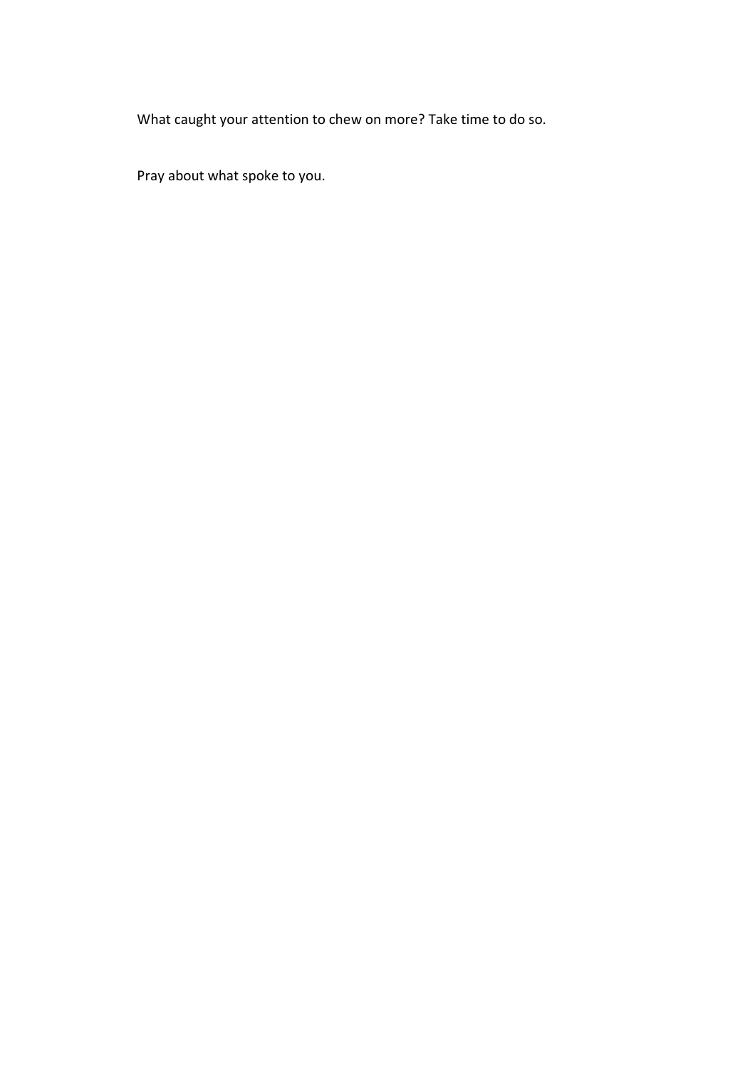What caught your attention to chew on more? Take time to do so.

Pray about what spoke to you.